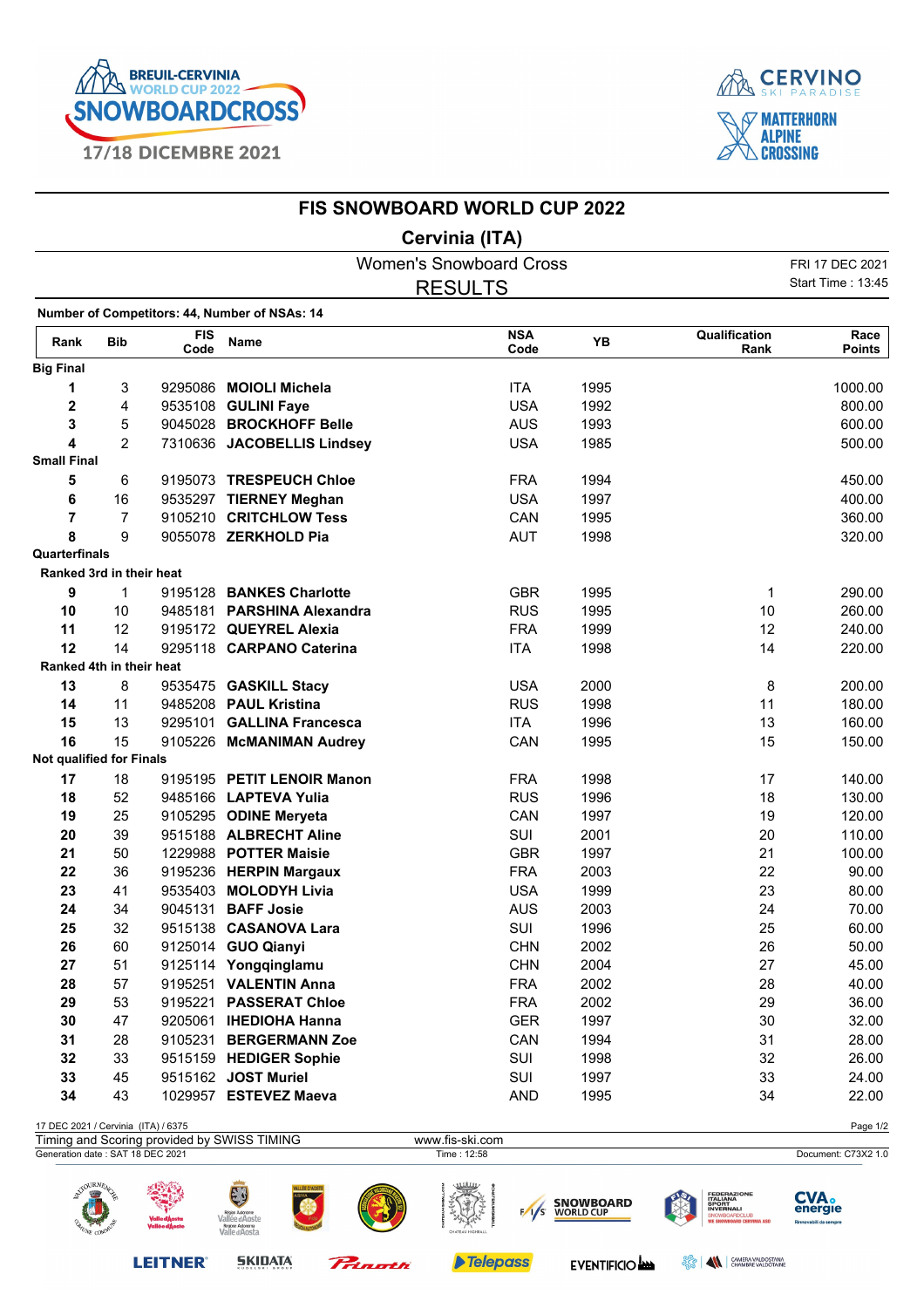# FIS SNOWBOARD WORLD CUP 2022

## Cervinia (ITA)

Women's Snowboard Cross

RESULTS

FRI 17 DEC 2021
Start Time : 13:45

**Number of Competitors: 44, Number of NSAs: 14**

| Rank | Bib | FIS Code | Name | NSA Code | YB | Qualification Rank | Race Points |
|---|---|---|---|---|---|---|---|
| **Big Final** | | | | | | | |
| 1 | 3 | 9295086 | **MOIOLI Michela** | ITA | 1995 | | 1000.00 |
| 2 | 4 | 9535108 | **GULINI Faye** | USA | 1992 | | 800.00 |
| 3 | 5 | 9045028 | **BROCKHOFF Belle** | AUS | 1993 | | 600.00 |
| 4 | 2 | 7310636 | **JACOBELLIS Lindsey** | USA | 1985 | | 500.00 |
| **Small Final** | | | | | | | |
| 5 | 6 | 9195073 | **TRESPEUCH Chloe** | FRA | 1994 | | 450.00 |
| 6 | 16 | 9535297 | **TIERNEY Meghan** | USA | 1997 | | 400.00 |
| 7 | 7 | 9105210 | **CRITCHLOW Tess** | CAN | 1995 | | 360.00 |
| 8 | 9 | 9055078 | **ZERKHOLD Pia** | AUT | 1998 | | 320.00 |
| **Quarterfinals** | | | | | | | |
| **Ranked 3rd in their heat** | | | | | | | |
| 9 | 1 | 9195128 | **BANKES Charlotte** | GBR | 1995 | 1 | 290.00 |
| 10 | 10 | 9485181 | **PARSHINA Alexandra** | RUS | 1995 | 10 | 260.00 |
| 11 | 12 | 9195172 | **QUEYREL Alexia** | FRA | 1999 | 12 | 240.00 |
| 12 | 14 | 9295118 | **CARPANO Caterina** | ITA | 1998 | 14 | 220.00 |
| **Ranked 4th in their heat** | | | | | | | |
| 13 | 8 | 9535475 | **GASKILL Stacy** | USA | 2000 | 8 | 200.00 |
| 14 | 11 | 9485208 | **PAUL Kristina** | RUS | 1998 | 11 | 180.00 |
| 15 | 13 | 9295101 | **GALLINA Francesca** | ITA | 1996 | 13 | 160.00 |
| 16 | 15 | 9105226 | **McMANIMAN Audrey** | CAN | 1995 | 15 | 150.00 |
| **Not qualified for Finals** | | | | | | | |
| 17 | 18 | 9195195 | **PETIT LENOIR Manon** | FRA | 1998 | 17 | 140.00 |
| 18 | 52 | 9485166 | **LAPTEVA Yulia** | RUS | 1996 | 18 | 130.00 |
| 19 | 25 | 9105295 | **ODINE Meryeta** | CAN | 1997 | 19 | 120.00 |
| 20 | 39 | 9515188 | **ALBRECHT Aline** | SUI | 2001 | 20 | 110.00 |
| 21 | 50 | 1229988 | **POTTER Maisie** | GBR | 1997 | 21 | 100.00 |
| 22 | 36 | 9195236 | **HERPIN Margaux** | FRA | 2003 | 22 | 90.00 |
| 23 | 41 | 9535403 | **MOLODYH Livia** | USA | 1999 | 23 | 80.00 |
| 24 | 34 | 9045131 | **BAFF Josie** | AUS | 2003 | 24 | 70.00 |
| 25 | 32 | 9515138 | **CASANOVA Lara** | SUI | 1996 | 25 | 60.00 |
| 26 | 60 | 9125014 | **GUO Qianyi** | CHN | 2002 | 26 | 50.00 |
| 27 | 51 | 9125114 | **Yongqinglamu** | CHN | 2004 | 27 | 45.00 |
| 28 | 57 | 9195251 | **VALENTIN Anna** | FRA | 2002 | 28 | 40.00 |
| 29 | 53 | 9195221 | **PASSERAT Chloe** | FRA | 2002 | 29 | 36.00 |
| 30 | 47 | 9205061 | **IHEDIOHA Hanna** | GER | 1997 | 30 | 32.00 |
| 31 | 28 | 9105231 | **BERGERMANN Zoe** | CAN | 1994 | 31 | 28.00 |
| 32 | 33 | 9515159 | **HEDIGER Sophie** | SUI | 1998 | 32 | 26.00 |
| 33 | 45 | 9515162 | **JOST Muriel** | SUI | 1997 | 33 | 24.00 |
| 34 | 43 | 1029957 | **ESTEVEZ Maeva** | AND | 1995 | 34 | 22.00 |

17 DEC 2021 / Cervinia (ITA) / 6375
Timing and Scoring provided by SWISS TIMING — www.fis-ski.com
Generation date : SAT 18 DEC 2021 — Time : 12:58 — Document: C73X2 1.0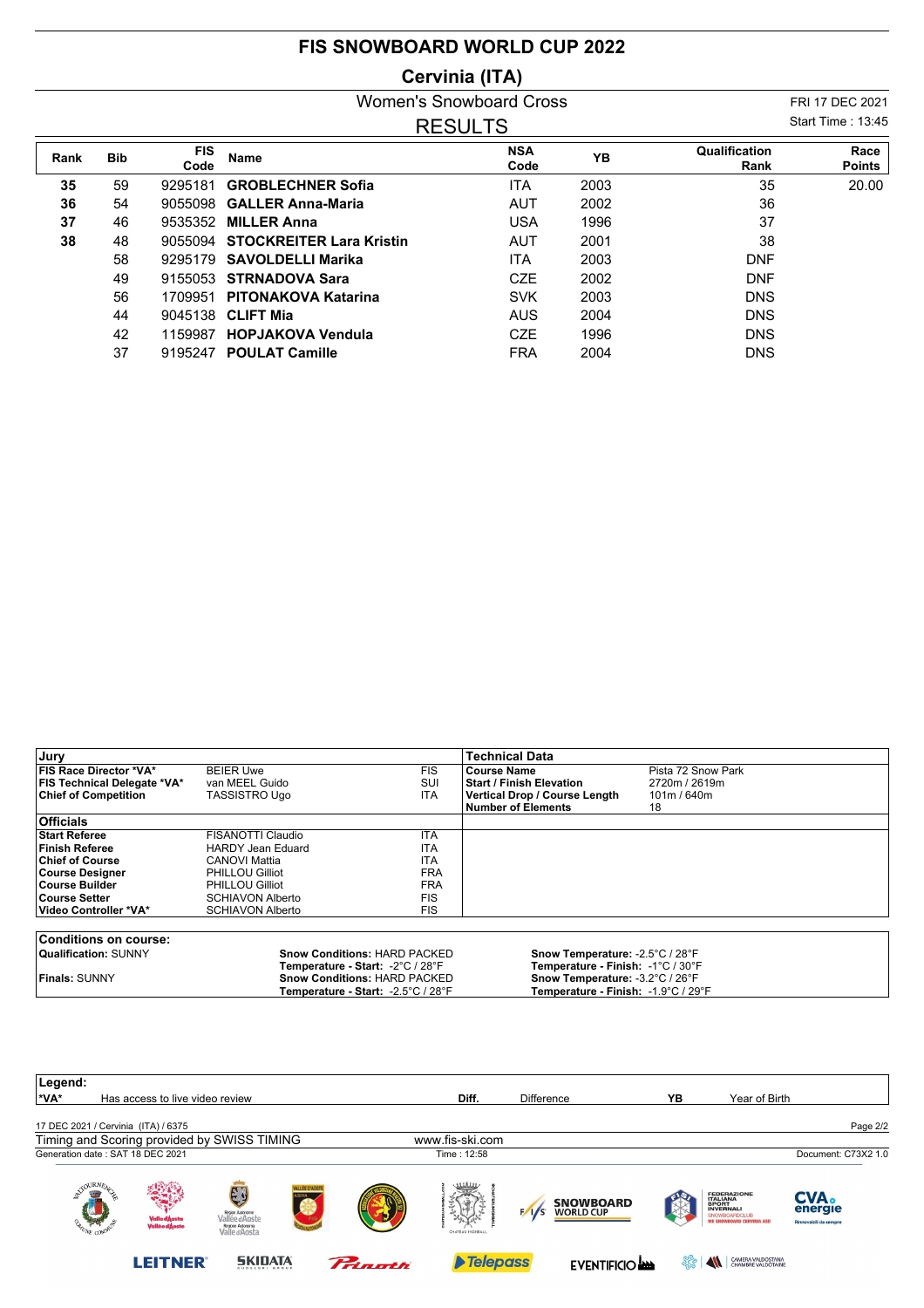# FIS SNOWBOARD WORLD CUP 2022

## Cervinia (ITA)

### Women's Snowboard Cross

FRI 17 DEC 2021

### RESULTS

Start Time : 13:45

| Rank | Bib | FIS Code | Name | NSA Code | YB | Qualification Rank | Race Points |
|---|---|---|---|---|---|---|---|
| **35** | 59 | 9295181 | **GROBLECHNER Sofia** | ITA | 2003 | 35 | 20.00 |
| **36** | 54 | 9055098 | **GALLER Anna-Maria** | AUT | 2002 | 36 | |
| **37** | 46 | 9535352 | **MILLER Anna** | USA | 1996 | 37 | |
| **38** | 48 | 9055094 | **STOCKREITER Lara Kristin** | AUT | 2001 | 38 | |
| | 58 | 9295179 | **SAVOLDELLI Marika** | ITA | 2003 | DNF | |
| | 49 | 9155053 | **STRNADOVA Sara** | CZE | 2002 | DNF | |
| | 56 | 1709951 | **PITONAKOVA Katarina** | SVK | 2003 | DNS | |
| | 44 | 9045138 | **CLIFT Mia** | AUS | 2004 | DNS | |
| | 42 | 1159987 | **HOPJAKOVA Vendula** | CZE | 1996 | DNS | |
| | 37 | 9195247 | **POULAT Camille** | FRA | 2004 | DNS | |

| **Jury** | | |
|---|---|---|
| **FIS Race Director *VA*** | BEIER Uwe | FIS |
| **FIS Technical Delegate *VA*** | van MEEL Guido | SUI |
| **Chief of Competition** | TASSISTRO Ugo | ITA |
| **Officials** | | |
| **Start Referee** | FISANOTTI Claudio | ITA |
| **Finish Referee** | HARDY Jean Eduard | ITA |
| **Chief of Course** | CANOVI Mattia | ITA |
| **Course Designer** | PHILLOU Gilliot | FRA |
| **Course Builder** | PHILLOU Gilliot | FRA |
| **Course Setter** | SCHIAVON Alberto | FIS |
| **Video Controller *VA*** | SCHIAVON Alberto | FIS |

| **Technical Data** | |
|---|---|
| **Course Name** | Pista 72 Snow Park |
| **Start / Finish Elevation** | 2720m / 2619m |
| **Vertical Drop / Course Length** | 101m / 640m |
| **Number of Elements** | 18 |

**Conditions on course:**

| | | |
|---|---|---|
| **Qualification:** SUNNY | **Snow Conditions:** HARD PACKED | **Snow Temperature:** -2.5°C / 28°F |
| | **Temperature - Start:** -2°C / 28°F | **Temperature - Finish:** -1°C / 30°F |
| **Finals:** SUNNY | **Snow Conditions:** HARD PACKED | **Snow Temperature:** -3.2°C / 26°F |
| | **Temperature - Start:** -2.5°C / 28°F | **Temperature - Finish:** -1.9°C / 29°F |

**Legend:**

| | | | | | |
|---|---|---|---|---|---|
| ***VA*** | Has access to live video review | **Diff.** | Difference | **YB** | Year of Birth |

17 DEC 2021 / Cervinia (ITA) / 6375

Timing and Scoring provided by SWISS TIMING — www.fis-ski.com

Generation date : SAT 18 DEC 2021 — Time : 12:58 — Document: C73X2 1.0